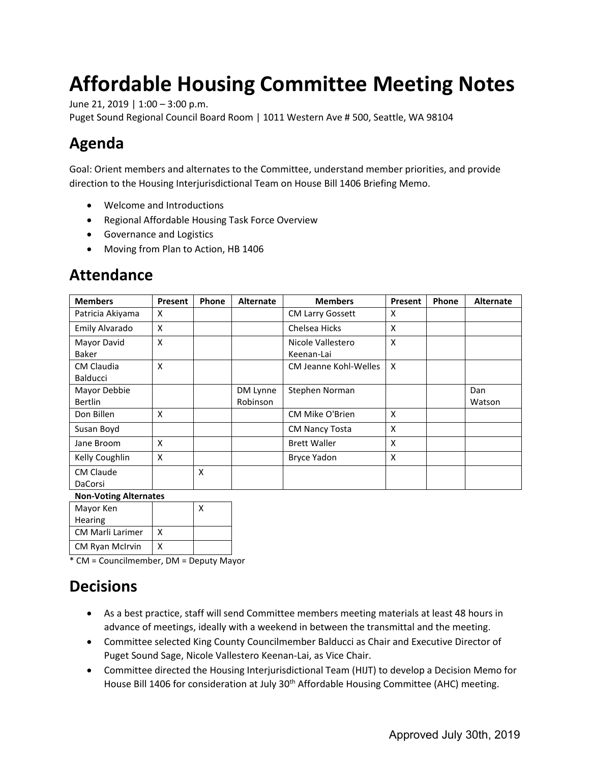# Affordable Housing Committee Meeting Notes

June 21, 2019 | 1:00 – 3:00 p.m.
Puget Sound Regional Council Board Room | 1011 Western Ave # 500, Seattle, WA 98104

## Agenda

Goal: Orient members and alternates to the Committee, understand member priorities, and provide direction to the Housing Interjurisdictional Team on House Bill 1406 Briefing Memo.

- Welcome and Introductions
- Regional Affordable Housing Task Force Overview
- Governance and Logistics
- Moving from Plan to Action, HB 1406

## Attendance

| Members | Present | Phone | Alternate | Members | Present | Phone | Alternate |
|---|---|---|---|---|---|---|---|
| Patricia Akiyama | X | | | CM Larry Gossett | X | | |
| Emily Alvarado | X | | | Chelsea Hicks | X | | |
| Mayor David Baker | X | | | Nicole Vallestero Keenan-Lai | X | | |
| CM Claudia Balducci | X | | | CM Jeanne Kohl-Welles | X | | |
| Mayor Debbie Bertlin | | | DM Lynne Robinson | Stephen Norman | | | Dan Watson |
| Don Billen | X | | | CM Mike O'Brien | X | | |
| Susan Boyd | | | | CM Nancy Tosta | X | | |
| Jane Broom | X | | | Brett Waller | X | | |
| Kelly Coughlin | X | | | Bryce Yadon | X | | |
| CM Claude DaCorsi | | X | | | | | |

**Non-Voting Alternates**

| | | |
|---|---|---|
| Mayor Ken Hearing | | X |
| CM Marli Larimer | X | |
| CM Ryan McIrvin | X | |

\* CM = Councilmember, DM = Deputy Mayor

## Decisions

- As a best practice, staff will send Committee members meeting materials at least 48 hours in advance of meetings, ideally with a weekend in between the transmittal and the meeting.
- Committee selected King County Councilmember Balducci as Chair and Executive Director of Puget Sound Sage, Nicole Vallestero Keenan-Lai, as Vice Chair.
- Committee directed the Housing Interjurisdictional Team (HIJT) to develop a Decision Memo for House Bill 1406 for consideration at July 30th Affordable Housing Committee (AHC) meeting.

Approved July 30th, 2019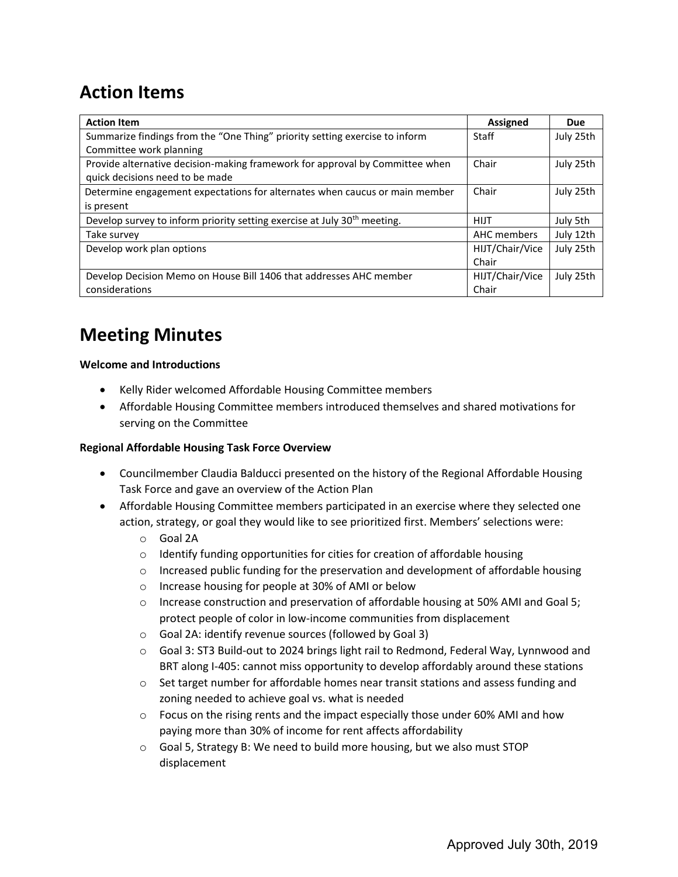## Action Items

| Action Item | Assigned | Due |
| --- | --- | --- |
| Summarize findings from the "One Thing" priority setting exercise to inform Committee work planning | Staff | July 25th |
| Provide alternative decision-making framework for approval by Committee when quick decisions need to be made | Chair | July 25th |
| Determine engagement expectations for alternates when caucus or main member is present | Chair | July 25th |
| Develop survey to inform priority setting exercise at July 30th meeting. | HIJT | July 5th |
| Take survey | AHC members | July 12th |
| Develop work plan options | HIJT/Chair/Vice Chair | July 25th |
| Develop Decision Memo on House Bill 1406 that addresses AHC member considerations | HIJT/Chair/Vice Chair | July 25th |

## Meeting Minutes

**Welcome and Introductions**

- Kelly Rider welcomed Affordable Housing Committee members
- Affordable Housing Committee members introduced themselves and shared motivations for serving on the Committee

**Regional Affordable Housing Task Force Overview**

- Councilmember Claudia Balducci presented on the history of the Regional Affordable Housing Task Force and gave an overview of the Action Plan
- Affordable Housing Committee members participated in an exercise where they selected one action, strategy, or goal they would like to see prioritized first. Members' selections were:
  - Goal 2A
  - Identify funding opportunities for cities for creation of affordable housing
  - Increased public funding for the preservation and development of affordable housing
  - Increase housing for people at 30% of AMI or below
  - Increase construction and preservation of affordable housing at 50% AMI and Goal 5; protect people of color in low-income communities from displacement
  - Goal 2A: identify revenue sources (followed by Goal 3)
  - Goal 3: ST3 Build-out to 2024 brings light rail to Redmond, Federal Way, Lynnwood and BRT along I-405: cannot miss opportunity to develop affordably around these stations
  - Set target number for affordable homes near transit stations and assess funding and zoning needed to achieve goal vs. what is needed
  - Focus on the rising rents and the impact especially those under 60% AMI and how paying more than 30% of income for rent affects affordability
  - Goal 5, Strategy B: We need to build more housing, but we also must STOP displacement

Approved July 30th, 2019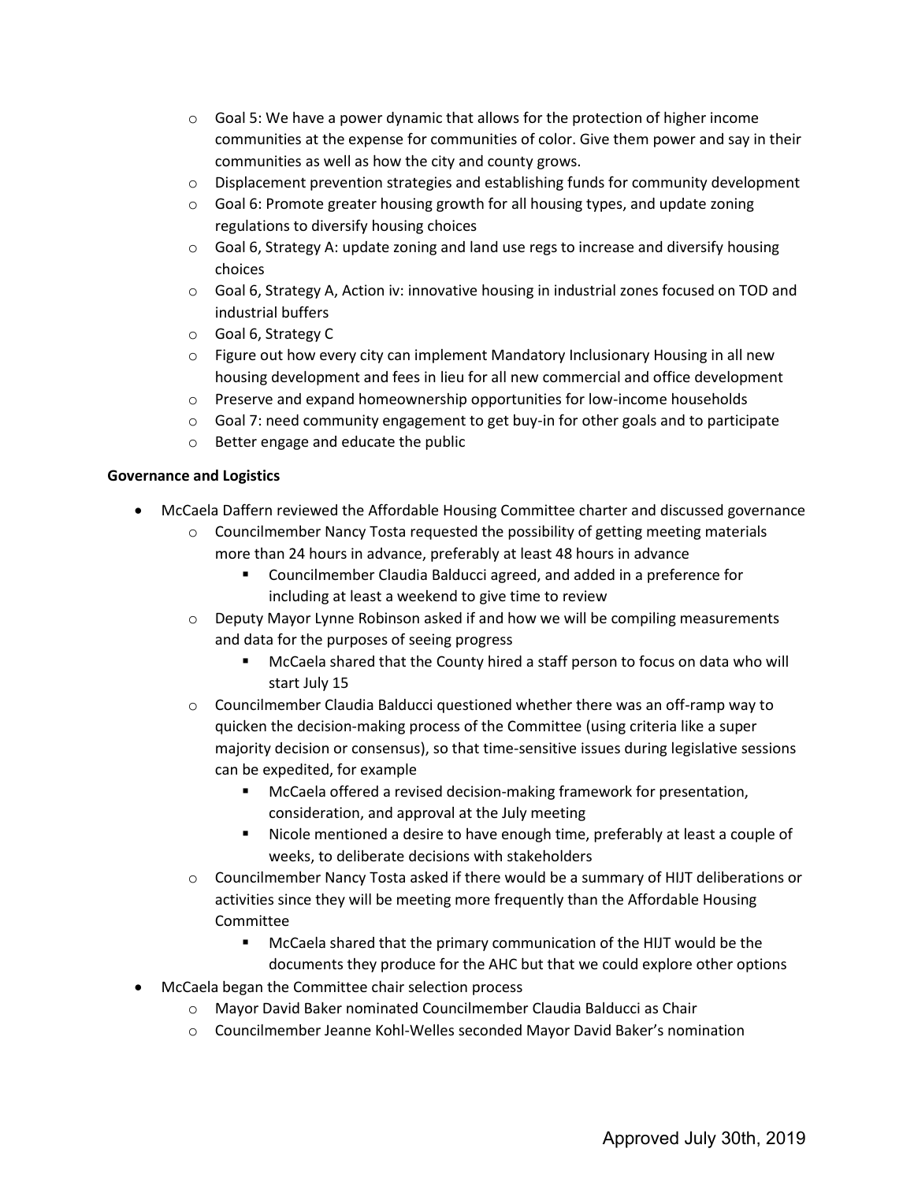- Goal 5: We have a power dynamic that allows for the protection of higher income communities at the expense for communities of color. Give them power and say in their communities as well as how the city and county grows.
- Displacement prevention strategies and establishing funds for community development
- Goal 6: Promote greater housing growth for all housing types, and update zoning regulations to diversify housing choices
- Goal 6, Strategy A: update zoning and land use regs to increase and diversify housing choices
- Goal 6, Strategy A, Action iv: innovative housing in industrial zones focused on TOD and industrial buffers
- Goal 6, Strategy C
- Figure out how every city can implement Mandatory Inclusionary Housing in all new housing development and fees in lieu for all new commercial and office development
- Preserve and expand homeownership opportunities for low-income households
- Goal 7: need community engagement to get buy-in for other goals and to participate
- Better engage and educate the public

**Governance and Logistics**

- McCaela Daffern reviewed the Affordable Housing Committee charter and discussed governance
  - Councilmember Nancy Tosta requested the possibility of getting meeting materials more than 24 hours in advance, preferably at least 48 hours in advance
    - Councilmember Claudia Balducci agreed, and added in a preference for including at least a weekend to give time to review
  - Deputy Mayor Lynne Robinson asked if and how we will be compiling measurements and data for the purposes of seeing progress
    - McCaela shared that the County hired a staff person to focus on data who will start July 15
  - Councilmember Claudia Balducci questioned whether there was an off-ramp way to quicken the decision-making process of the Committee (using criteria like a super majority decision or consensus), so that time-sensitive issues during legislative sessions can be expedited, for example
    - McCaela offered a revised decision-making framework for presentation, consideration, and approval at the July meeting
    - Nicole mentioned a desire to have enough time, preferably at least a couple of weeks, to deliberate decisions with stakeholders
  - Councilmember Nancy Tosta asked if there would be a summary of HIJT deliberations or activities since they will be meeting more frequently than the Affordable Housing Committee
    - McCaela shared that the primary communication of the HIJT would be the documents they produce for the AHC but that we could explore other options
- McCaela began the Committee chair selection process
  - Mayor David Baker nominated Councilmember Claudia Balducci as Chair
  - Councilmember Jeanne Kohl-Welles seconded Mayor David Baker's nomination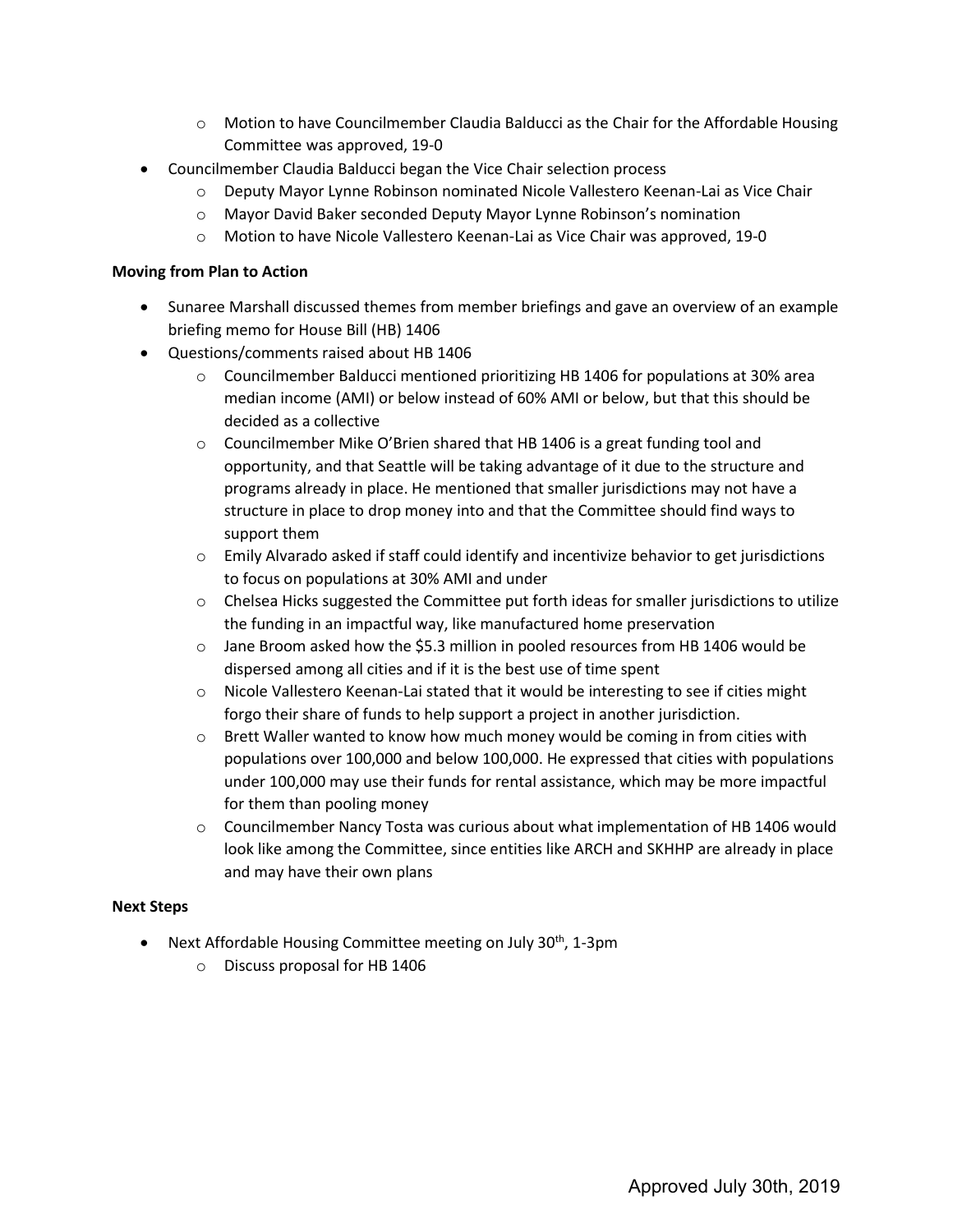- Motion to have Councilmember Claudia Balducci as the Chair for the Affordable Housing Committee was approved, 19-0
- Councilmember Claudia Balducci began the Vice Chair selection process
    - Deputy Mayor Lynne Robinson nominated Nicole Vallestero Keenan-Lai as Vice Chair
    - Mayor David Baker seconded Deputy Mayor Lynne Robinson's nomination
    - Motion to have Nicole Vallestero Keenan-Lai as Vice Chair was approved, 19-0

**Moving from Plan to Action**

- Sunaree Marshall discussed themes from member briefings and gave an overview of an example briefing memo for House Bill (HB) 1406
- Questions/comments raised about HB 1406
    - Councilmember Balducci mentioned prioritizing HB 1406 for populations at 30% area median income (AMI) or below instead of 60% AMI or below, but that this should be decided as a collective
    - Councilmember Mike O'Brien shared that HB 1406 is a great funding tool and opportunity, and that Seattle will be taking advantage of it due to the structure and programs already in place. He mentioned that smaller jurisdictions may not have a structure in place to drop money into and that the Committee should find ways to support them
    - Emily Alvarado asked if staff could identify and incentivize behavior to get jurisdictions to focus on populations at 30% AMI and under
    - Chelsea Hicks suggested the Committee put forth ideas for smaller jurisdictions to utilize the funding in an impactful way, like manufactured home preservation
    - Jane Broom asked how the $5.3 million in pooled resources from HB 1406 would be dispersed among all cities and if it is the best use of time spent
    - Nicole Vallestero Keenan-Lai stated that it would be interesting to see if cities might forgo their share of funds to help support a project in another jurisdiction.
    - Brett Waller wanted to know how much money would be coming in from cities with populations over 100,000 and below 100,000. He expressed that cities with populations under 100,000 may use their funds for rental assistance, which may be more impactful for them than pooling money
    - Councilmember Nancy Tosta was curious about what implementation of HB 1406 would look like among the Committee, since entities like ARCH and SKHHP are already in place and may have their own plans

**Next Steps**

- Next Affordable Housing Committee meeting on July 30th, 1-3pm
    - Discuss proposal for HB 1406

Approved July 30th, 2019